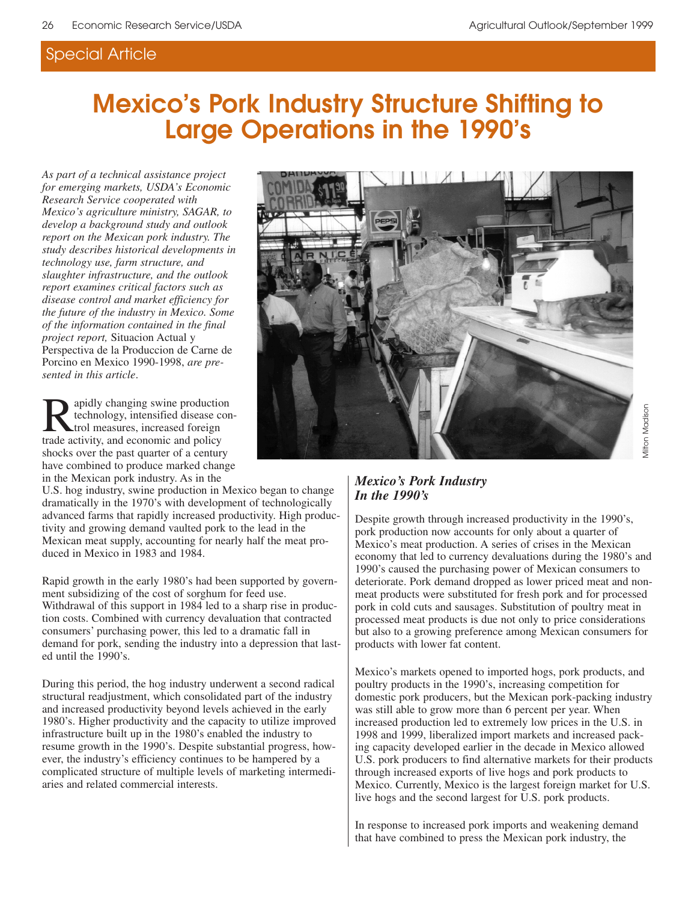Special Article

# Mexico's Pork Industry Structure Shifting to Large Operations in the 1990's

*As part of a technical assistance project for emerging markets, USDA's Economic Research Service cooperated with Mexico's agriculture ministry, SAGAR, to develop a background study and outlook report on the Mexican pork industry. The study describes historical developments in technology use, farm structure, and slaughter infrastructure, and the outlook report examines critical factors such as disease control and market efficiency for the future of the industry in Mexico. Some of the information contained in the final project report,* Situacion Actual y Perspectiva de la Produccion de Carne de Porcino en Mexico 1990-1998, *are presented in this article.*

Rapidly changing swine production technology, intensified disease control measures, increased foreign trade activity, and economic and policy shocks over the past quarter of a century have combined to produce marked change in the Mexican pork industry. As in the U.S. hog industry, swine production in Mexico began to change dramatically in the 1970's with development of technologically advanced farms that rapidly increased productivity. High productivity and growing demand vaulted pork to the lead in the Mexican meat supply, accounting for nearly half the meat produced in Mexico in 1983 and 1984.

Rapid growth in the early 1980's had been supported by government subsidizing of the cost of sorghum for feed use. Withdrawal of this support in 1984 led to a sharp rise in production costs. Combined with currency devaluation that contracted consumers' purchasing power, this led to a dramatic fall in demand for pork, sending the industry into a depression that lasted until the 1990's.

During this period, the hog industry underwent a second radical structural readjustment, which consolidated part of the industry and increased productivity beyond levels achieved in the early 1980's. Higher productivity and the capacity to utilize improved infrastructure built up in the 1980's enabled the industry to resume growth in the 1990's. Despite substantial progress, however, the industry's efficiency continues to be hampered by a complicated structure of multiple levels of marketing intermediaries and related commercial interests.

Milton Madison

### *Mexico's Pork Industry In the 1990's*

Despite growth through increased productivity in the 1990's, pork production now accounts for only about a quarter of Mexico's meat production. A series of crises in the Mexican economy that led to currency devaluations during the 1980's and 1990's caused the purchasing power of Mexican consumers to deteriorate. Pork demand dropped as lower priced meat and nonmeat products were substituted for fresh pork and for processed pork in cold cuts and sausages. Substitution of poultry meat in processed meat products is due not only to price considerations but also to a growing preference among Mexican consumers for products with lower fat content.

Mexico's markets opened to imported hogs, pork products, and poultry products in the 1990's, increasing competition for domestic pork producers, but the Mexican pork-packing industry was still able to grow more than 6 percent per year. When increased production led to extremely low prices in the U.S. in 1998 and 1999, liberalized import markets and increased packing capacity developed earlier in the decade in Mexico allowed U.S. pork producers to find alternative markets for their products through increased exports of live hogs and pork products to Mexico. Currently, Mexico is the largest foreign market for U.S. live hogs and the second largest for U.S. pork products.

In response to increased pork imports and weakening demand that have combined to press the Mexican pork industry, the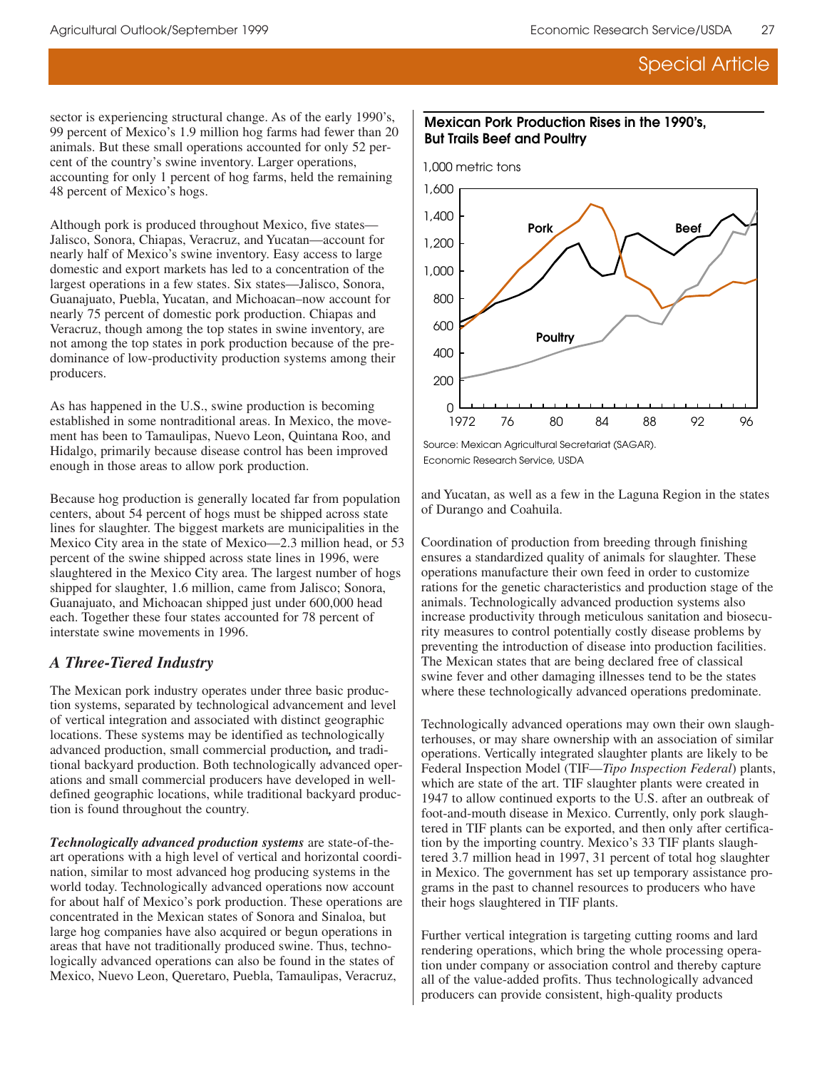sector is experiencing structural change. As of the early 1990's, 99 percent of Mexico's 1.9 million hog farms had fewer than 20 animals. But these small operations accounted for only 52 percent of the country's swine inventory. Larger operations, accounting for only 1 percent of hog farms, held the remaining 48 percent of Mexico's hogs.

Although pork is produced throughout Mexico, five states—Jalisco, Sonora, Chiapas, Veracruz, and Yucatan—account for nearly half of Mexico's swine inventory. Easy access to large domestic and export markets has led to a concentration of the largest operations in a few states. Six states—Jalisco, Sonora, Guanajuato, Puebla, Yucatan, and Michoacan–now account for nearly 75 percent of domestic pork production. Chiapas and Veracruz, though among the top states in swine inventory, are not among the top states in pork production because of the predominance of low-productivity production systems among their producers.

As has happened in the U.S., swine production is becoming established in some nontraditional areas. In Mexico, the movement has been to Tamaulipas, Nuevo Leon, Quintana Roo, and Hidalgo, primarily because disease control has been improved enough in those areas to allow pork production.

Because hog production is generally located far from population centers, about 54 percent of hogs must be shipped across state lines for slaughter. The biggest markets are municipalities in the Mexico City area in the state of Mexico—2.3 million head, or 53 percent of the swine shipped across state lines in 1996, were slaughtered in the Mexico City area. The largest number of hogs shipped for slaughter, 1.6 million, came from Jalisco; Sonora, Guanajuato, and Michoacan shipped just under 600,000 head each. Together these four states accounted for 78 percent of interstate swine movements in 1996.

### *A Three-Tiered Industry*

The Mexican pork industry operates under three basic production systems, separated by technological advancement and level of vertical integration and associated with distinct geographic locations. These systems may be identified as technologically advanced production, small commercial production, and traditional backyard production. Both technologically advanced operations and small commercial producers have developed in well-defined geographic locations, while traditional backyard production is found throughout the country.

***Technologically advanced production systems*** are state-of-the-art operations with a high level of vertical and horizontal coordination, similar to most advanced hog producing systems in the world today. Technologically advanced operations now account for about half of Mexico's pork production. These operations are concentrated in the Mexican states of Sonora and Sinaloa, but large hog companies have also acquired or begun operations in areas that have not traditionally produced swine. Thus, technologically advanced operations can also be found in the states of Mexico, Nuevo Leon, Queretaro, Puebla, Tamaulipas, Veracruz, and Yucatan, as well as a few in the Laguna Region in the states of Durango and Coahuila.

**Mexican Pork Production Rises in the 1990's, But Trails Beef and Poultry**

1,000 metric tons

Source: Mexican Agricultural Secretariat (SAGAR).
Economic Research Service, USDA

Coordination of production from breeding through finishing ensures a standardized quality of animals for slaughter. These operations manufacture their own feed in order to customize rations for the genetic characteristics and production stage of the animals. Technologically advanced production systems also increase productivity through meticulous sanitation and biosecurity measures to control potentially costly disease problems by preventing the introduction of disease into production facilities. The Mexican states that are being declared free of classical swine fever and other damaging illnesses tend to be the states where these technologically advanced operations predominate.

Technologically advanced operations may own their own slaughterhouses, or may share ownership with an association of similar operations. Vertically integrated slaughter plants are likely to be Federal Inspection Model (TIF—*Tipo Inspection Federal*) plants, which are state of the art. TIF slaughter plants were created in 1947 to allow continued exports to the U.S. after an outbreak of foot-and-mouth disease in Mexico. Currently, only pork slaughtered in TIF plants can be exported, and then only after certification by the importing country. Mexico's 33 TIF plants slaughtered 3.7 million head in 1997, 31 percent of total hog slaughter in Mexico. The government has set up temporary assistance programs in the past to channel resources to producers who have their hogs slaughtered in TIF plants.

Further vertical integration is targeting cutting rooms and lard rendering operations, which bring the whole processing operation under company or association control and thereby capture all of the value-added profits. Thus technologically advanced producers can provide consistent, high-quality products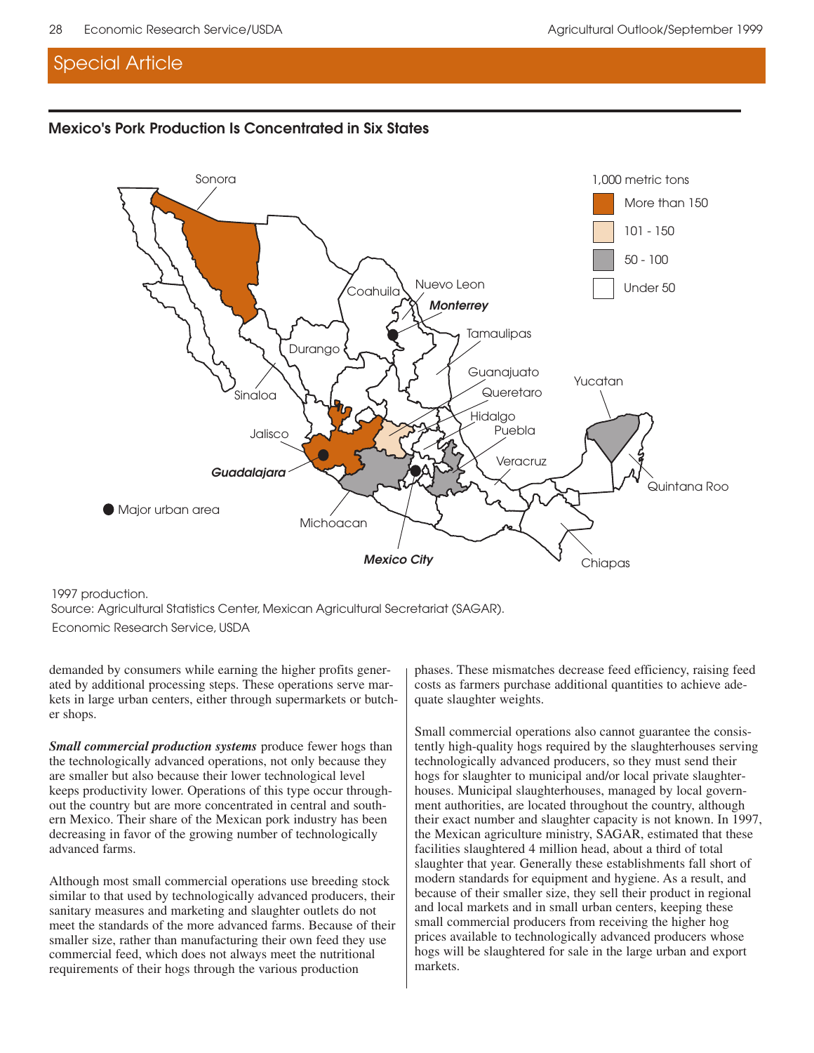Special Article

## Mexico's Pork Production Is Concentrated in Six States

1997 production.
Source: Agricultural Statistics Center, Mexican Agricultural Secretariat (SAGAR).
Economic Research Service, USDA

demanded by consumers while earning the higher profits generated by additional processing steps. These operations serve markets in large urban centers, either through supermarkets or butcher shops.

***Small commercial production systems*** produce fewer hogs than the technologically advanced operations, not only because they are smaller but also because their lower technological level keeps productivity lower. Operations of this type occur throughout the country but are more concentrated in central and southern Mexico. Their share of the Mexican pork industry has been decreasing in favor of the growing number of technologically advanced farms.

Although most small commercial operations use breeding stock similar to that used by technologically advanced producers, their sanitary measures and marketing and slaughter outlets do not meet the standards of the more advanced farms. Because of their smaller size, rather than manufacturing their own feed they use commercial feed, which does not always meet the nutritional requirements of their hogs through the various production phases. These mismatches decrease feed efficiency, raising feed costs as farmers purchase additional quantities to achieve adequate slaughter weights.

Small commercial operations also cannot guarantee the consistently high-quality hogs required by the slaughterhouses serving technologically advanced producers, so they must send their hogs for slaughter to municipal and/or local private slaughterhouses. Municipal slaughterhouses, managed by local government authorities, are located throughout the country, although their exact number and slaughter capacity is not known. In 1997, the Mexican agriculture ministry, SAGAR, estimated that these facilities slaughtered 4 million head, about a third of total slaughter that year. Generally these establishments fall short of modern standards for equipment and hygiene. As a result, and because of their smaller size, they sell their product in regional and local markets and in small urban centers, keeping these small commercial producers from receiving the higher hog prices available to technologically advanced producers whose hogs will be slaughtered for sale in the large urban and export markets.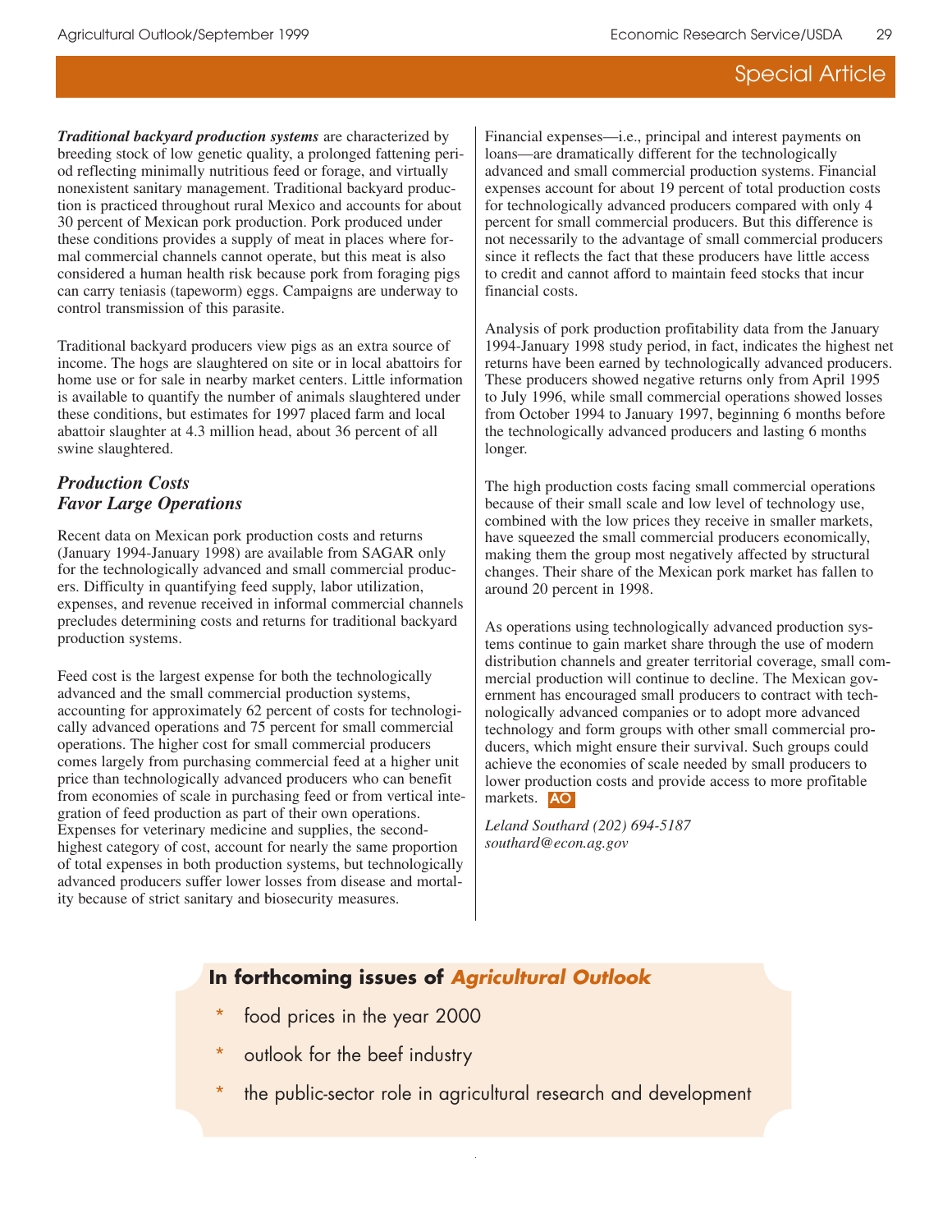***Traditional backyard production systems*** are characterized by breeding stock of low genetic quality, a prolonged fattening period reflecting minimally nutritious feed or forage, and virtually nonexistent sanitary management. Traditional backyard production is practiced throughout rural Mexico and accounts for about 30 percent of Mexican pork production. Pork produced under these conditions provides a supply of meat in places where formal commercial channels cannot operate, but this meat is also considered a human health risk because pork from foraging pigs can carry teniasis (tapeworm) eggs. Campaigns are underway to control transmission of this parasite.

Traditional backyard producers view pigs as an extra source of income. The hogs are slaughtered on site or in local abattoirs for home use or for sale in nearby market centers. Little information is available to quantify the number of animals slaughtered under these conditions, but estimates for 1997 placed farm and local abattoir slaughter at 4.3 million head, about 36 percent of all swine slaughtered.

## Production Costs Favor Large Operations

Recent data on Mexican pork production costs and returns (January 1994-January 1998) are available from SAGAR only for the technologically advanced and small commercial producers. Difficulty in quantifying feed supply, labor utilization, expenses, and revenue received in informal commercial channels precludes determining costs and returns for traditional backyard production systems.

Feed cost is the largest expense for both the technologically advanced and the small commercial production systems, accounting for approximately 62 percent of costs for technologically advanced operations and 75 percent for small commercial operations. The higher cost for small commercial producers comes largely from purchasing commercial feed at a higher unit price than technologically advanced producers who can benefit from economies of scale in purchasing feed or from vertical integration of feed production as part of their own operations. Expenses for veterinary medicine and supplies, the second-highest category of cost, account for nearly the same proportion of total expenses in both production systems, but technologically advanced producers suffer lower losses from disease and mortality because of strict sanitary and biosecurity measures.

Financial expenses—i.e., principal and interest payments on loans—are dramatically different for the technologically advanced and small commercial production systems. Financial expenses account for about 19 percent of total production costs for technologically advanced producers compared with only 4 percent for small commercial producers. But this difference is not necessarily to the advantage of small commercial producers since it reflects the fact that these producers have little access to credit and cannot afford to maintain feed stocks that incur financial costs.

Analysis of pork production profitability data from the January 1994-January 1998 study period, in fact, indicates the highest net returns have been earned by technologically advanced producers. These producers showed negative returns only from April 1995 to July 1996, while small commercial operations showed losses from October 1994 to January 1997, beginning 6 months before the technologically advanced producers and lasting 6 months longer.

The high production costs facing small commercial operations because of their small scale and low level of technology use, combined with the low prices they receive in smaller markets, have squeezed the small commercial producers economically, making them the group most negatively affected by structural changes. Their share of the Mexican pork market has fallen to around 20 percent in 1998.

As operations using technologically advanced production systems continue to gain market share through the use of modern distribution channels and greater territorial coverage, small commercial production will continue to decline. The Mexican government has encouraged small producers to contract with technologically advanced companies or to adopt more advanced technology and form groups with other small commercial producers, which might ensure their survival. Such groups could achieve the economies of scale needed by small producers to lower production costs and provide access to more profitable markets. **AO**

*Leland Southard (202) 694-5187*
*southard@econ.ag.gov*

**In forthcoming issues of *Agricultural Outlook***

- food prices in the year 2000
- outlook for the beef industry
- the public-sector role in agricultural research and development